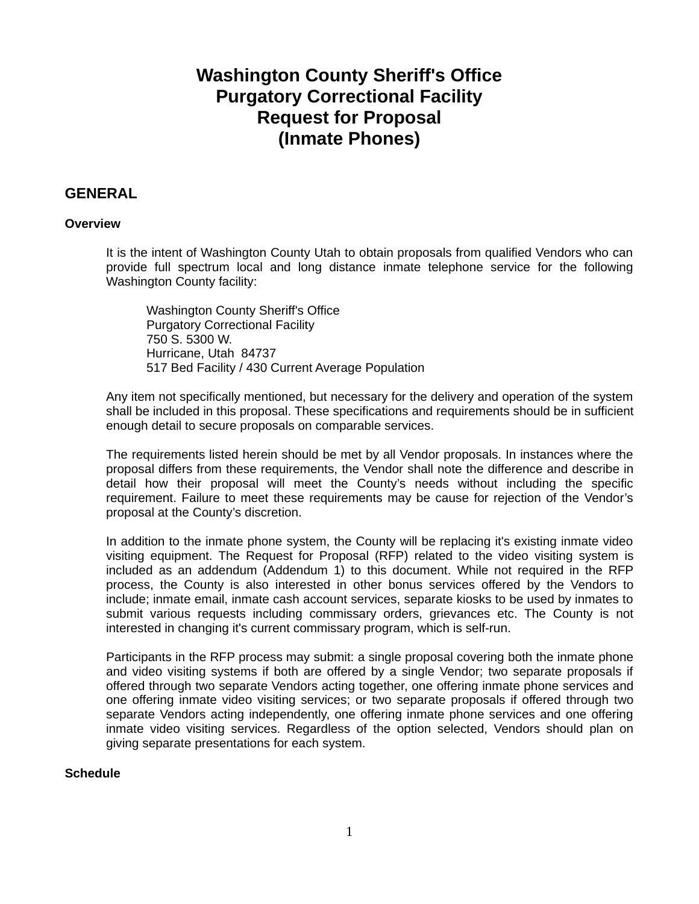# Washington County Sheriff's Office
# Purgatory Correctional Facility
# Request for Proposal
# (Inmate Phones)

## GENERAL

### Overview

It is the intent of Washington County Utah to obtain proposals from qualified Vendors who can provide full spectrum local and long distance inmate telephone service for the following Washington County facility:

> Washington County Sheriff's Office
> Purgatory Correctional Facility
> 750 S. 5300 W.
> Hurricane, Utah 84737
> 517 Bed Facility / 430 Current Average Population

Any item not specifically mentioned, but necessary for the delivery and operation of the system shall be included in this proposal. These specifications and requirements should be in sufficient enough detail to secure proposals on comparable services.

The requirements listed herein should be met by all Vendor proposals. In instances where the proposal differs from these requirements, the Vendor shall note the difference and describe in detail how their proposal will meet the County's needs without including the specific requirement. Failure to meet these requirements may be cause for rejection of the Vendor's proposal at the County's discretion.

In addition to the inmate phone system, the County will be replacing it's existing inmate video visiting equipment. The Request for Proposal (RFP) related to the video visiting system is included as an addendum (Addendum 1) to this document. While not required in the RFP process, the County is also interested in other bonus services offered by the Vendors to include; inmate email, inmate cash account services, separate kiosks to be used by inmates to submit various requests including commissary orders, grievances etc. The County is not interested in changing it's current commissary program, which is self-run.

Participants in the RFP process may submit: a single proposal covering both the inmate phone and video visiting systems if both are offered by a single Vendor; two separate proposals if offered through two separate Vendors acting together, one offering inmate phone services and one offering inmate video visiting services; or two separate proposals if offered through two separate Vendors acting independently, one offering inmate phone services and one offering inmate video visiting services. Regardless of the option selected, Vendors should plan on giving separate presentations for each system.

### Schedule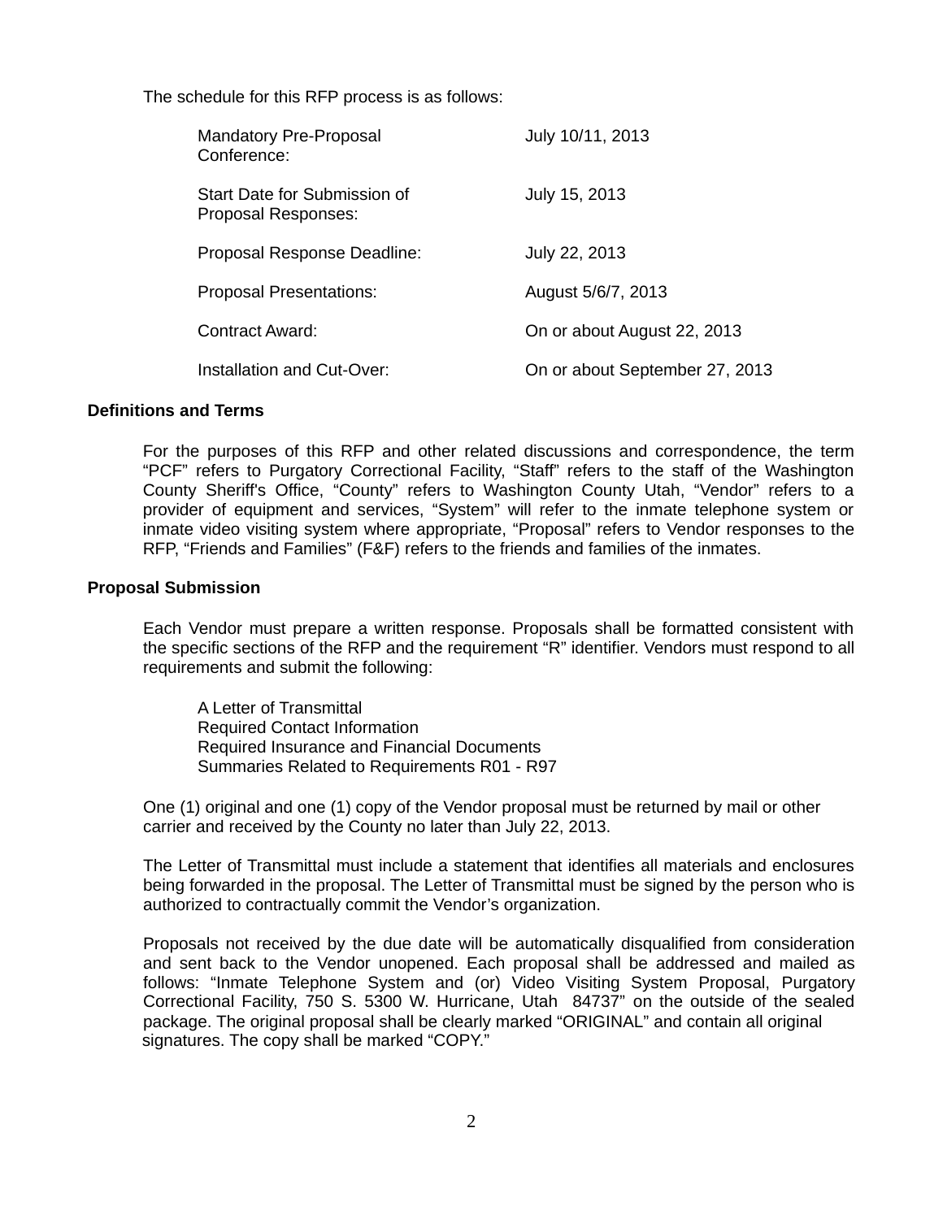The schedule for this RFP process is as follows:

| | |
|---|---|
| Mandatory Pre-Proposal Conference: | July 10/11, 2013 |
| Start Date for Submission of Proposal Responses: | July 15, 2013 |
| Proposal Response Deadline: | July 22, 2013 |
| Proposal Presentations: | August 5/6/7, 2013 |
| Contract Award: | On or about August 22, 2013 |
| Installation and Cut-Over: | On or about September 27, 2013 |

**Definitions and Terms**

For the purposes of this RFP and other related discussions and correspondence, the term "PCF" refers to Purgatory Correctional Facility, "Staff" refers to the staff of the Washington County Sheriff's Office, "County" refers to Washington County Utah, "Vendor" refers to a provider of equipment and services, "System" will refer to the inmate telephone system or inmate video visiting system where appropriate, "Proposal" refers to Vendor responses to the RFP, "Friends and Families" (F&F) refers to the friends and families of the inmates.

**Proposal Submission**

Each Vendor must prepare a written response. Proposals shall be formatted consistent with the specific sections of the RFP and the requirement "R" identifier. Vendors must respond to all requirements and submit the following:

A Letter of Transmittal
Required Contact Information
Required Insurance and Financial Documents
Summaries Related to Requirements R01 - R97

One (1) original and one (1) copy of the Vendor proposal must be returned by mail or other carrier and received by the County no later than July 22, 2013.

The Letter of Transmittal must include a statement that identifies all materials and enclosures being forwarded in the proposal. The Letter of Transmittal must be signed by the person who is authorized to contractually commit the Vendor's organization.

Proposals not received by the due date will be automatically disqualified from consideration and sent back to the Vendor unopened. Each proposal shall be addressed and mailed as follows: "Inmate Telephone System and (or) Video Visiting System Proposal, Purgatory Correctional Facility, 750 S. 5300 W. Hurricane, Utah 84737" on the outside of the sealed package. The original proposal shall be clearly marked "ORIGINAL" and contain all original signatures. The copy shall be marked "COPY."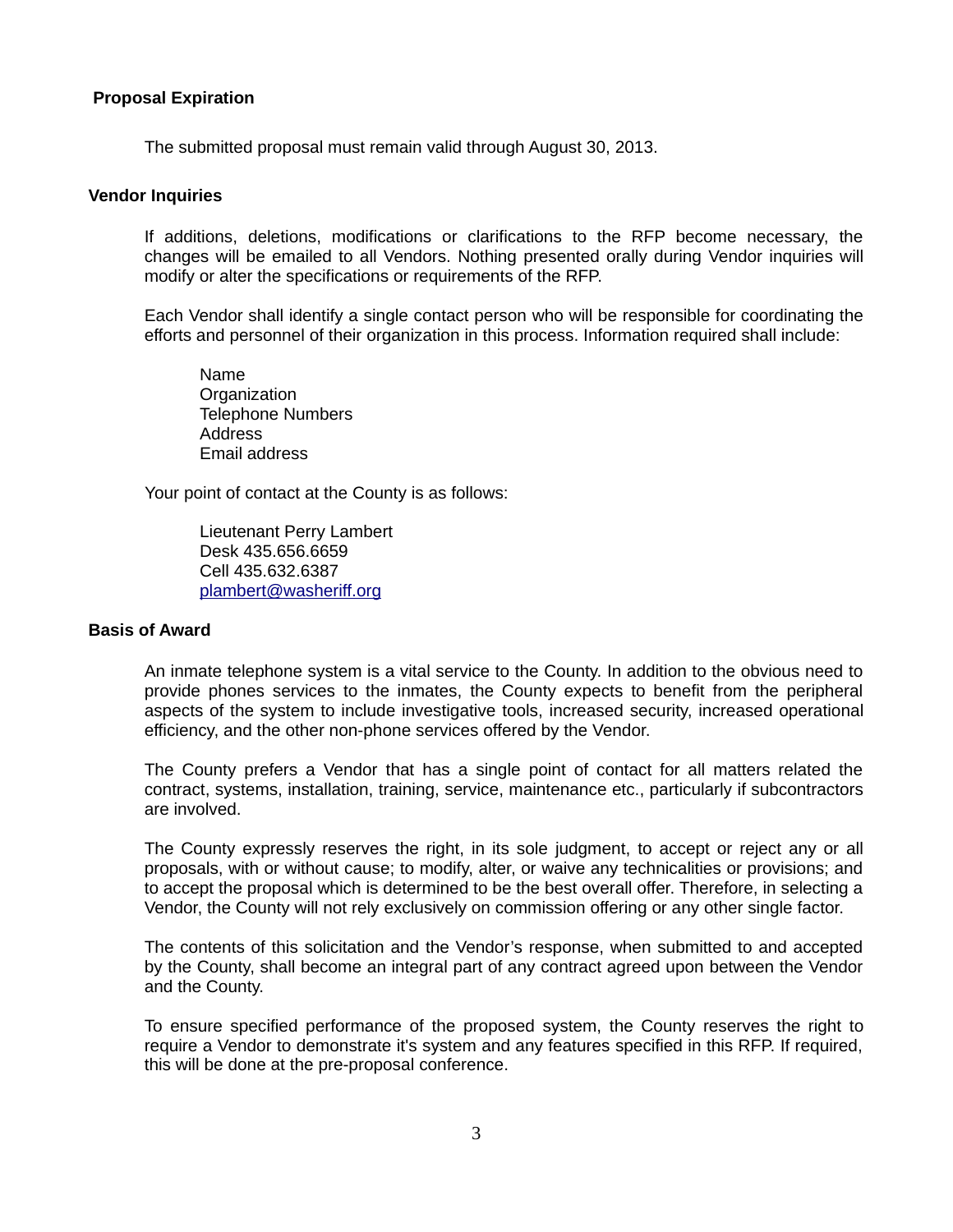**Proposal Expiration**

The submitted proposal must remain valid through August 30, 2013.

**Vendor Inquiries**

If additions, deletions, modifications or clarifications to the RFP become necessary, the changes will be emailed to all Vendors. Nothing presented orally during Vendor inquiries will modify or alter the specifications or requirements of the RFP.

Each Vendor shall identify a single contact person who will be responsible for coordinating the efforts and personnel of their organization in this process. Information required shall include:

Name
Organization
Telephone Numbers
Address
Email address

Your point of contact at the County is as follows:

Lieutenant Perry Lambert
Desk 435.656.6659
Cell 435.632.6387
plambert@washeriff.org

**Basis of Award**

An inmate telephone system is a vital service to the County. In addition to the obvious need to provide phones services to the inmates, the County expects to benefit from the peripheral aspects of the system to include investigative tools, increased security, increased operational efficiency, and the other non-phone services offered by the Vendor.

The County prefers a Vendor that has a single point of contact for all matters related the contract, systems, installation, training, service, maintenance etc., particularly if subcontractors are involved.

The County expressly reserves the right, in its sole judgment, to accept or reject any or all proposals, with or without cause; to modify, alter, or waive any technicalities or provisions; and to accept the proposal which is determined to be the best overall offer. Therefore, in selecting a Vendor, the County will not rely exclusively on commission offering or any other single factor.

The contents of this solicitation and the Vendor's response, when submitted to and accepted by the County, shall become an integral part of any contract agreed upon between the Vendor and the County.

To ensure specified performance of the proposed system, the County reserves the right to require a Vendor to demonstrate it's system and any features specified in this RFP. If required, this will be done at the pre-proposal conference.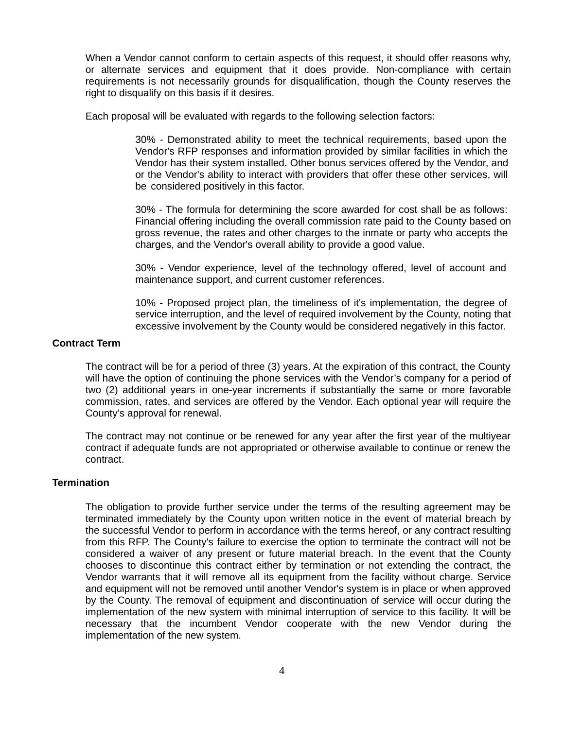When a Vendor cannot conform to certain aspects of this request, it should offer reasons why, or alternate services and equipment that it does provide. Non-compliance with certain requirements is not necessarily grounds for disqualification, though the County reserves the right to disqualify on this basis if it desires.

Each proposal will be evaluated with regards to the following selection factors:

> 30% - Demonstrated ability to meet the technical requirements, based upon the Vendor's RFP responses and information provided by similar facilities in which the Vendor has their system installed. Other bonus services offered by the Vendor, and or the Vendor's ability to interact with providers that offer these other services, will be considered positively in this factor.
>
> 30% - The formula for determining the score awarded for cost shall be as follows: Financial offering including the overall commission rate paid to the County based on gross revenue, the rates and other charges to the inmate or party who accepts the charges, and the Vendor's overall ability to provide a good value.
>
> 30% - Vendor experience, level of the technology offered, level of account and maintenance support, and current customer references.
>
> 10% - Proposed project plan, the timeliness of it's implementation, the degree of service interruption, and the level of required involvement by the County, noting that excessive involvement by the County would be considered negatively in this factor.

**Contract Term**

The contract will be for a period of three (3) years. At the expiration of this contract, the County will have the option of continuing the phone services with the Vendor's company for a period of two (2) additional years in one-year increments if substantially the same or more favorable commission, rates, and services are offered by the Vendor. Each optional year will require the County's approval for renewal.

The contract may not continue or be renewed for any year after the first year of the multiyear contract if adequate funds are not appropriated or otherwise available to continue or renew the contract.

**Termination**

The obligation to provide further service under the terms of the resulting agreement may be terminated immediately by the County upon written notice in the event of material breach by the successful Vendor to perform in accordance with the terms hereof, or any contract resulting from this RFP. The County's failure to exercise the option to terminate the contract will not be considered a waiver of any present or future material breach. In the event that the County chooses to discontinue this contract either by termination or not extending the contract, the Vendor warrants that it will remove all its equipment from the facility without charge. Service and equipment will not be removed until another Vendor's system is in place or when approved by the County. The removal of equipment and discontinuation of service will occur during the implementation of the new system with minimal interruption of service to this facility. It will be necessary that the incumbent Vendor cooperate with the new Vendor during the implementation of the new system.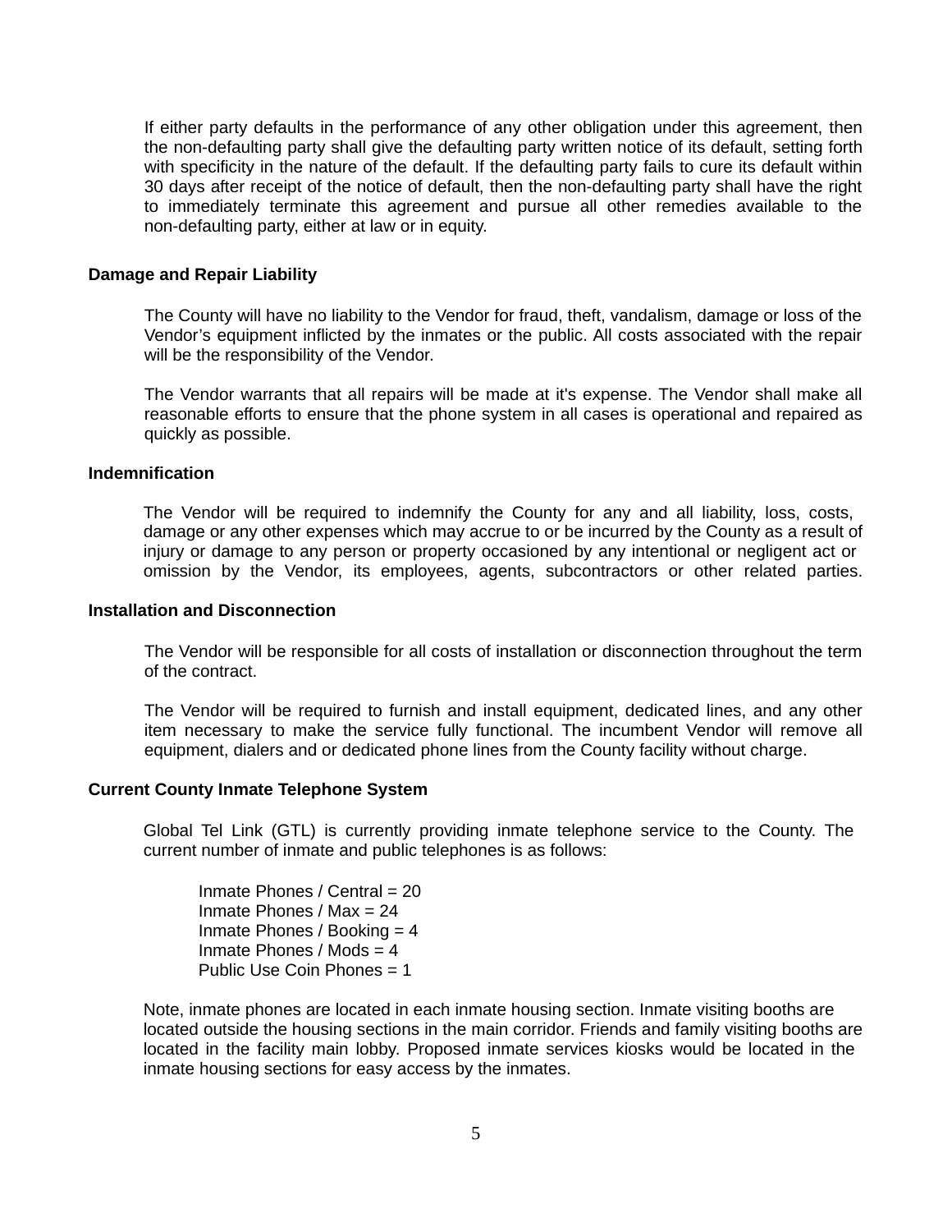If either party defaults in the performance of any other obligation under this agreement, then the non-defaulting party shall give the defaulting party written notice of its default, setting forth with specificity in the nature of the default. If the defaulting party fails to cure its default within 30 days after receipt of the notice of default, then the non-defaulting party shall have the right to immediately terminate this agreement and pursue all other remedies available to the non-defaulting party, either at law or in equity.

**Damage and Repair Liability**

The County will have no liability to the Vendor for fraud, theft, vandalism, damage or loss of the Vendor's equipment inflicted by the inmates or the public. All costs associated with the repair will be the responsibility of the Vendor.

The Vendor warrants that all repairs will be made at it's expense. The Vendor shall make all reasonable efforts to ensure that the phone system in all cases is operational and repaired as quickly as possible.

**Indemnification**

The Vendor will be required to indemnify the County for any and all liability, loss, costs, damage or any other expenses which may accrue to or be incurred by the County as a result of injury or damage to any person or property occasioned by any intentional or negligent act or omission by the Vendor, its employees, agents, subcontractors or other related parties.

**Installation and Disconnection**

The Vendor will be responsible for all costs of installation or disconnection throughout the term of the contract.

The Vendor will be required to furnish and install equipment, dedicated lines, and any other item necessary to make the service fully functional. The incumbent Vendor will remove all equipment, dialers and or dedicated phone lines from the County facility without charge.

**Current County Inmate Telephone System**

Global Tel Link (GTL) is currently providing inmate telephone service to the County. The current number of inmate and public telephones is as follows:

Inmate Phones / Central = 20
Inmate Phones / Max = 24
Inmate Phones / Booking = 4
Inmate Phones / Mods = 4
Public Use Coin Phones = 1

Note, inmate phones are located in each inmate housing section. Inmate visiting booths are located outside the housing sections in the main corridor. Friends and family visiting booths are located in the facility main lobby. Proposed inmate services kiosks would be located in the inmate housing sections for easy access by the inmates.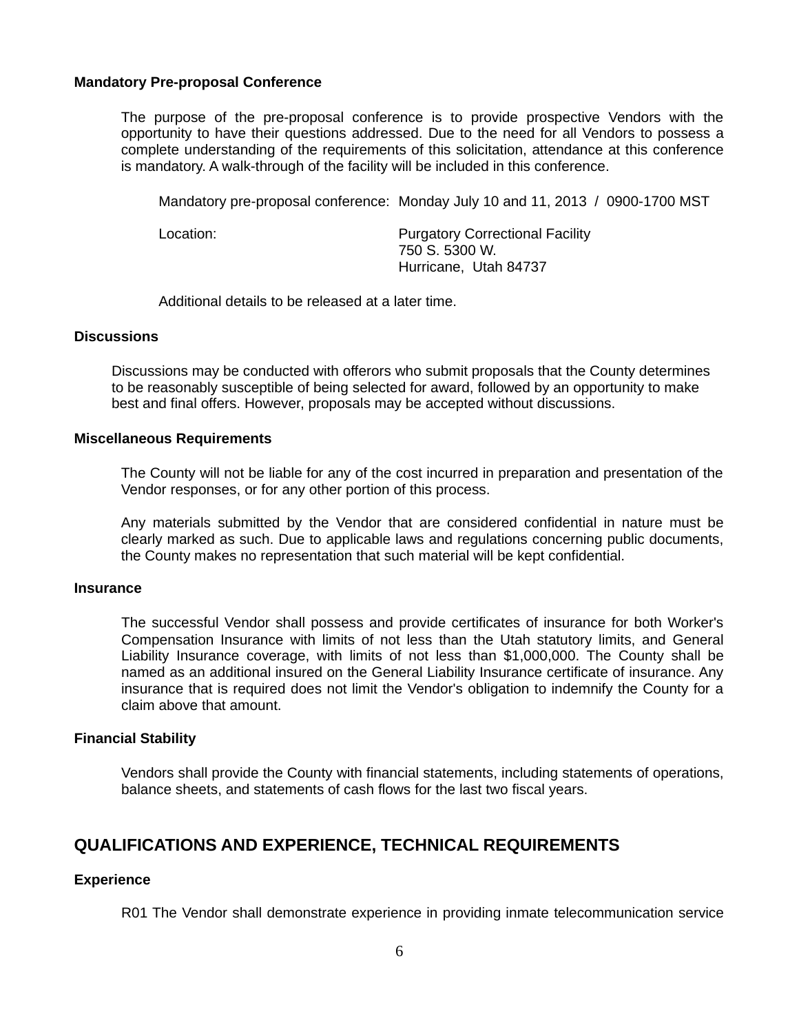**Mandatory Pre-proposal Conference**

The purpose of the pre-proposal conference is to provide prospective Vendors with the opportunity to have their questions addressed. Due to the need for all Vendors to possess a complete understanding of the requirements of this solicitation, attendance at this conference is mandatory. A walk-through of the facility will be included in this conference.

Mandatory pre-proposal conference: Monday July 10 and 11, 2013 / 0900-1700 MST

Location: Purgatory Correctional Facility
750 S. 5300 W.
Hurricane, Utah 84737

Additional details to be released at a later time.

**Discussions**

Discussions may be conducted with offerors who submit proposals that the County determines to be reasonably susceptible of being selected for award, followed by an opportunity to make best and final offers. However, proposals may be accepted without discussions.

**Miscellaneous Requirements**

The County will not be liable for any of the cost incurred in preparation and presentation of the Vendor responses, or for any other portion of this process.

Any materials submitted by the Vendor that are considered confidential in nature must be clearly marked as such. Due to applicable laws and regulations concerning public documents, the County makes no representation that such material will be kept confidential.

**Insurance**

The successful Vendor shall possess and provide certificates of insurance for both Worker's Compensation Insurance with limits of not less than the Utah statutory limits, and General Liability Insurance coverage, with limits of not less than $1,000,000. The County shall be named as an additional insured on the General Liability Insurance certificate of insurance. Any insurance that is required does not limit the Vendor's obligation to indemnify the County for a claim above that amount.

**Financial Stability**

Vendors shall provide the County with financial statements, including statements of operations, balance sheets, and statements of cash flows for the last two fiscal years.

## QUALIFICATIONS AND EXPERIENCE, TECHNICAL REQUIREMENTS

**Experience**

R01 The Vendor shall demonstrate experience in providing inmate telecommunication service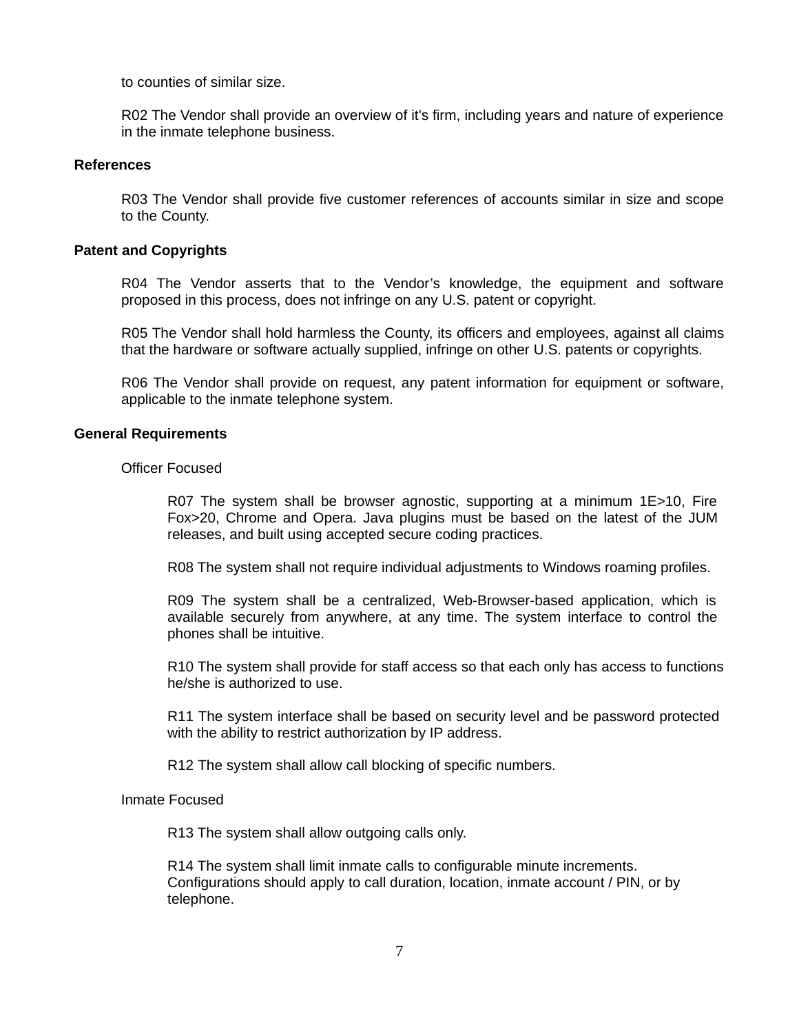to counties of similar size.

R02 The Vendor shall provide an overview of it's firm, including years and nature of experience in the inmate telephone business.

**References**

R03 The Vendor shall provide five customer references of accounts similar in size and scope to the County.

**Patent and Copyrights**

R04 The Vendor asserts that to the Vendor's knowledge, the equipment and software proposed in this process, does not infringe on any U.S. patent or copyright.

R05 The Vendor shall hold harmless the County, its officers and employees, against all claims that the hardware or software actually supplied, infringe on other U.S. patents or copyrights.

R06 The Vendor shall provide on request, any patent information for equipment or software, applicable to the inmate telephone system.

**General Requirements**

Officer Focused

R07 The system shall be browser agnostic, supporting at a minimum 1E>10, Fire Fox>20, Chrome and Opera. Java plugins must be based on the latest of the JUM releases, and built using accepted secure coding practices.

R08 The system shall not require individual adjustments to Windows roaming profiles.

R09 The system shall be a centralized, Web-Browser-based application, which is available securely from anywhere, at any time. The system interface to control the phones shall be intuitive.

R10 The system shall provide for staff access so that each only has access to functions he/she is authorized to use.

R11 The system interface shall be based on security level and be password protected with the ability to restrict authorization by IP address.

R12 The system shall allow call blocking of specific numbers.

Inmate Focused

R13 The system shall allow outgoing calls only.

R14 The system shall limit inmate calls to configurable minute increments. Configurations should apply to call duration, location, inmate account / PIN, or by telephone.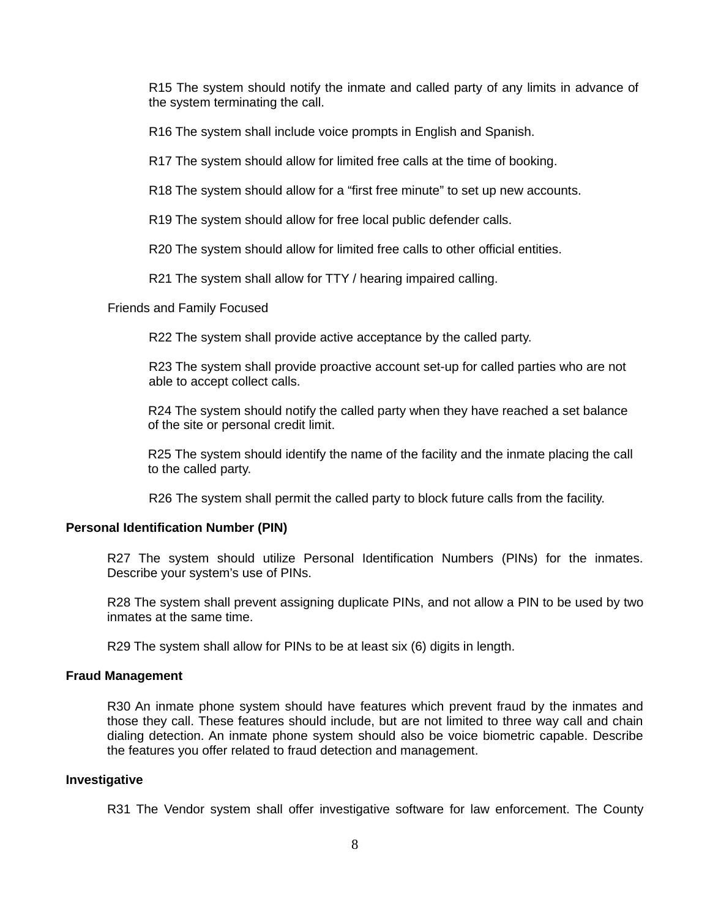R15 The system should notify the inmate and called party of any limits in advance of the system terminating the call.

R16 The system shall include voice prompts in English and Spanish.

R17 The system should allow for limited free calls at the time of booking.

R18 The system should allow for a “first free minute” to set up new accounts.

R19 The system should allow for free local public defender calls.

R20 The system should allow for limited free calls to other official entities.

R21 The system shall allow for TTY / hearing impaired calling.

Friends and Family Focused

R22 The system shall provide active acceptance by the called party.

R23 The system shall provide proactive account set-up for called parties who are not able to accept collect calls.

R24 The system should notify the called party when they have reached a set balance of the site or personal credit limit.

R25 The system should identify the name of the facility and the inmate placing the call to the called party.

R26 The system shall permit the called party to block future calls from the facility.

**Personal Identification Number (PIN)**

R27 The system should utilize Personal Identification Numbers (PINs) for the inmates. Describe your system’s use of PINs.

R28 The system shall prevent assigning duplicate PINs, and not allow a PIN to be used by two inmates at the same time.

R29 The system shall allow for PINs to be at least six (6) digits in length.

**Fraud Management**

R30 An inmate phone system should have features which prevent fraud by the inmates and those they call. These features should include, but are not limited to three way call and chain dialing detection. An inmate phone system should also be voice biometric capable. Describe the features you offer related to fraud detection and management.

**Investigative**

R31 The Vendor system shall offer investigative software for law enforcement. The County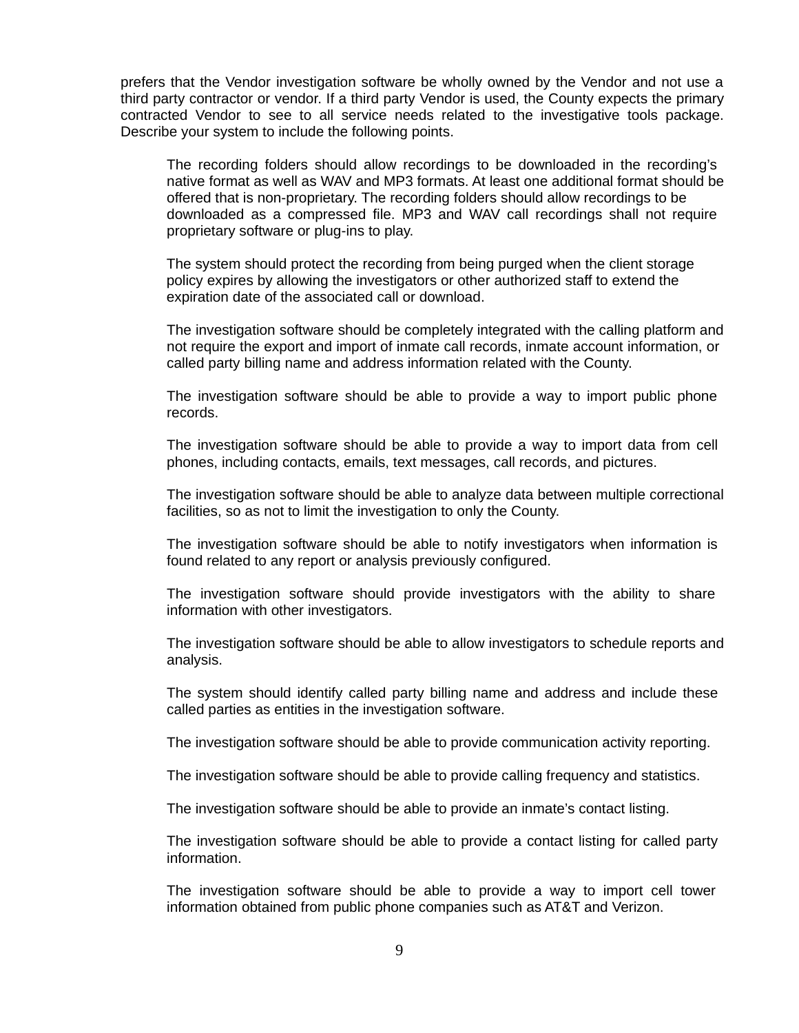prefers that the Vendor investigation software be wholly owned by the Vendor and not use a third party contractor or vendor. If a third party Vendor is used, the County expects the primary contracted Vendor to see to all service needs related to the investigative tools package. Describe your system to include the following points.

The recording folders should allow recordings to be downloaded in the recording's native format as well as WAV and MP3 formats. At least one additional format should be offered that is non-proprietary. The recording folders should allow recordings to be downloaded as a compressed file. MP3 and WAV call recordings shall not require proprietary software or plug-ins to play.

The system should protect the recording from being purged when the client storage policy expires by allowing the investigators or other authorized staff to extend the expiration date of the associated call or download.

The investigation software should be completely integrated with the calling platform and not require the export and import of inmate call records, inmate account information, or called party billing name and address information related with the County.

The investigation software should be able to provide a way to import public phone records.

The investigation software should be able to provide a way to import data from cell phones, including contacts, emails, text messages, call records, and pictures.

The investigation software should be able to analyze data between multiple correctional facilities, so as not to limit the investigation to only the County.

The investigation software should be able to notify investigators when information is found related to any report or analysis previously configured.

The investigation software should provide investigators with the ability to share information with other investigators.

The investigation software should be able to allow investigators to schedule reports and analysis.

The system should identify called party billing name and address and include these called parties as entities in the investigation software.

The investigation software should be able to provide communication activity reporting.

The investigation software should be able to provide calling frequency and statistics.

The investigation software should be able to provide an inmate's contact listing.

The investigation software should be able to provide a contact listing for called party information.

The investigation software should be able to provide a way to import cell tower information obtained from public phone companies such as AT&T and Verizon.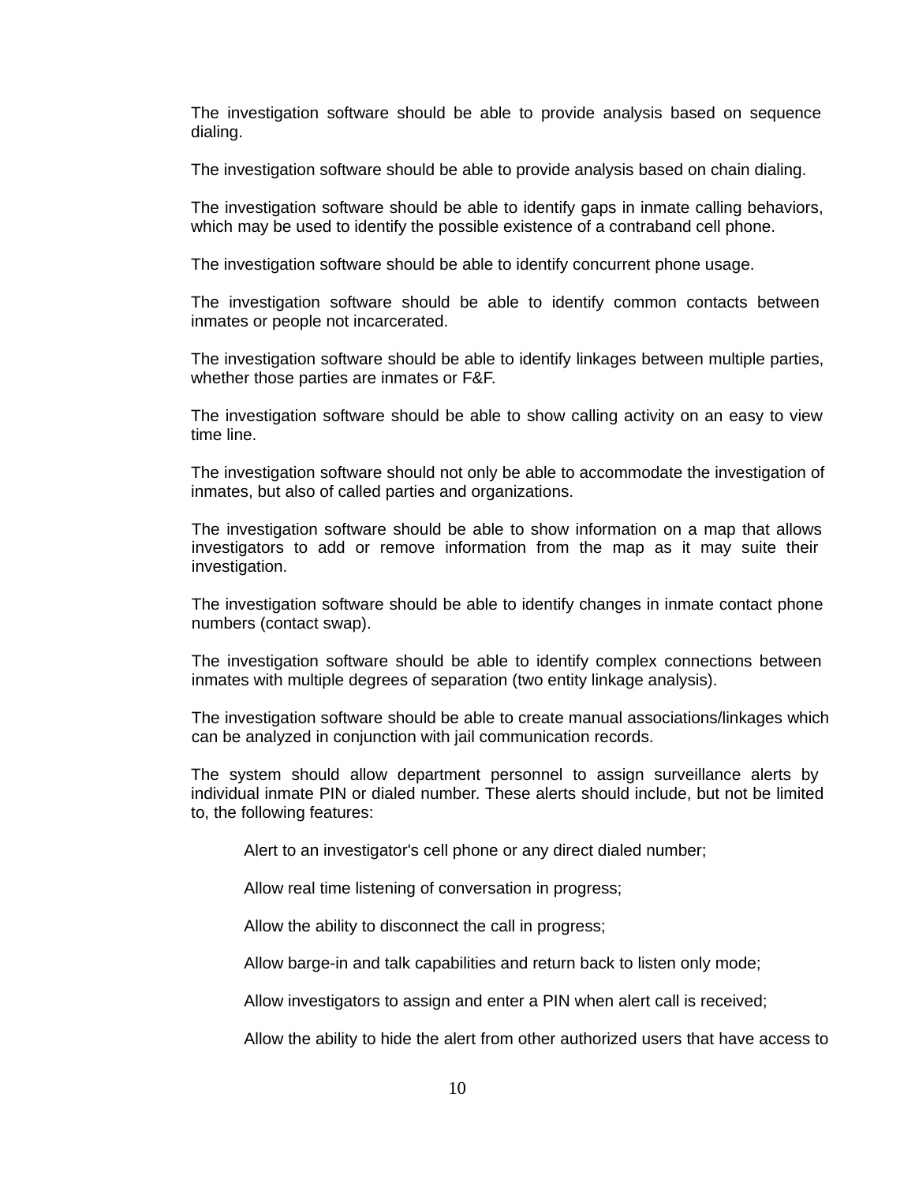The investigation software should be able to provide analysis based on sequence dialing.

The investigation software should be able to provide analysis based on chain dialing.

The investigation software should be able to identify gaps in inmate calling behaviors, which may be used to identify the possible existence of a contraband cell phone.

The investigation software should be able to identify concurrent phone usage.

The investigation software should be able to identify common contacts between inmates or people not incarcerated.

The investigation software should be able to identify linkages between multiple parties, whether those parties are inmates or F&F.

The investigation software should be able to show calling activity on an easy to view time line.

The investigation software should not only be able to accommodate the investigation of inmates, but also of called parties and organizations.

The investigation software should be able to show information on a map that allows investigators to add or remove information from the map as it may suite their investigation.

The investigation software should be able to identify changes in inmate contact phone numbers (contact swap).

The investigation software should be able to identify complex connections between inmates with multiple degrees of separation (two entity linkage analysis).

The investigation software should be able to create manual associations/linkages which can be analyzed in conjunction with jail communication records.

The system should allow department personnel to assign surveillance alerts by individual inmate PIN or dialed number. These alerts should include, but not be limited to, the following features:

> Alert to an investigator's cell phone or any direct dialed number;
>
> Allow real time listening of conversation in progress;
>
> Allow the ability to disconnect the call in progress;
>
> Allow barge-in and talk capabilities and return back to listen only mode;
>
> Allow investigators to assign and enter a PIN when alert call is received;
>
> Allow the ability to hide the alert from other authorized users that have access to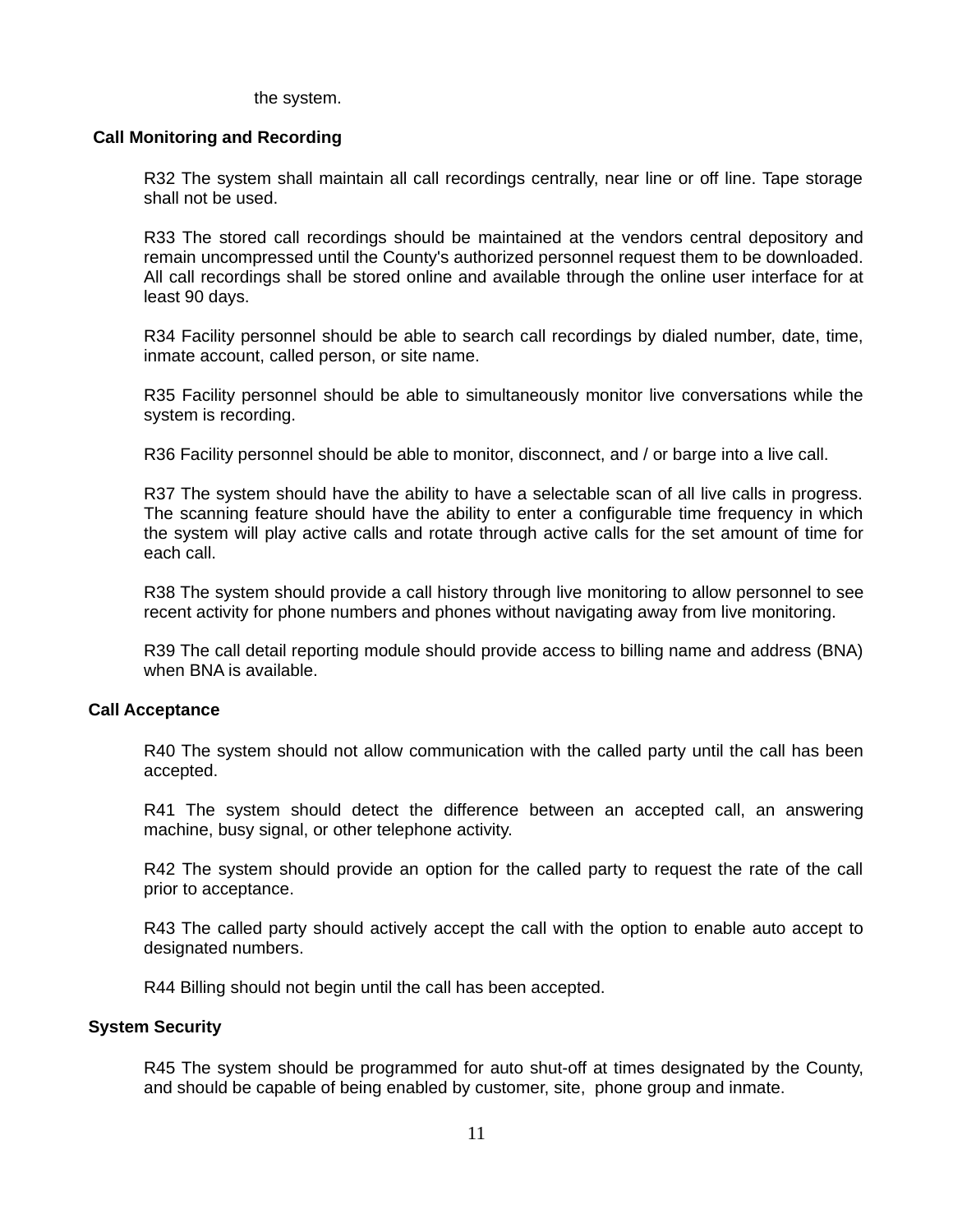the system.

**Call Monitoring and Recording**

R32 The system shall maintain all call recordings centrally, near line or off line. Tape storage shall not be used.

R33 The stored call recordings should be maintained at the vendors central depository and remain uncompressed until the County's authorized personnel request them to be downloaded. All call recordings shall be stored online and available through the online user interface for at least 90 days.

R34 Facility personnel should be able to search call recordings by dialed number, date, time, inmate account, called person, or site name.

R35 Facility personnel should be able to simultaneously monitor live conversations while the system is recording.

R36 Facility personnel should be able to monitor, disconnect, and / or barge into a live call.

R37 The system should have the ability to have a selectable scan of all live calls in progress. The scanning feature should have the ability to enter a configurable time frequency in which the system will play active calls and rotate through active calls for the set amount of time for each call.

R38 The system should provide a call history through live monitoring to allow personnel to see recent activity for phone numbers and phones without navigating away from live monitoring.

R39 The call detail reporting module should provide access to billing name and address (BNA) when BNA is available.

**Call Acceptance**

R40 The system should not allow communication with the called party until the call has been accepted.

R41 The system should detect the difference between an accepted call, an answering machine, busy signal, or other telephone activity.

R42 The system should provide an option for the called party to request the rate of the call prior to acceptance.

R43 The called party should actively accept the call with the option to enable auto accept to designated numbers.

R44 Billing should not begin until the call has been accepted.

**System Security**

R45 The system should be programmed for auto shut-off at times designated by the County, and should be capable of being enabled by customer, site, phone group and inmate.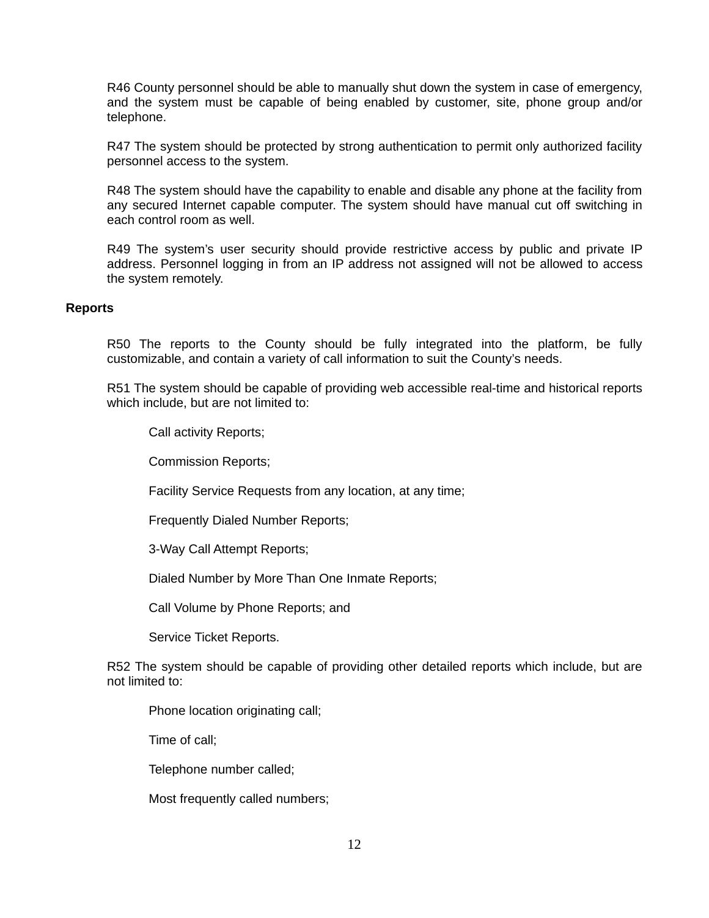R46 County personnel should be able to manually shut down the system in case of emergency, and the system must be capable of being enabled by customer, site, phone group and/or telephone.

R47 The system should be protected by strong authentication to permit only authorized facility personnel access to the system.

R48 The system should have the capability to enable and disable any phone at the facility from any secured Internet capable computer. The system should have manual cut off switching in each control room as well.

R49 The system's user security should provide restrictive access by public and private IP address. Personnel logging in from an IP address not assigned will not be allowed to access the system remotely.

**Reports**

R50 The reports to the County should be fully integrated into the platform, be fully customizable, and contain a variety of call information to suit the County's needs.

R51 The system should be capable of providing web accessible real-time and historical reports which include, but are not limited to:

- Call activity Reports;
- Commission Reports;
- Facility Service Requests from any location, at any time;
- Frequently Dialed Number Reports;
- 3-Way Call Attempt Reports;
- Dialed Number by More Than One Inmate Reports;
- Call Volume by Phone Reports; and
- Service Ticket Reports.

R52 The system should be capable of providing other detailed reports which include, but are not limited to:

- Phone location originating call;
- Time of call;
- Telephone number called;
- Most frequently called numbers;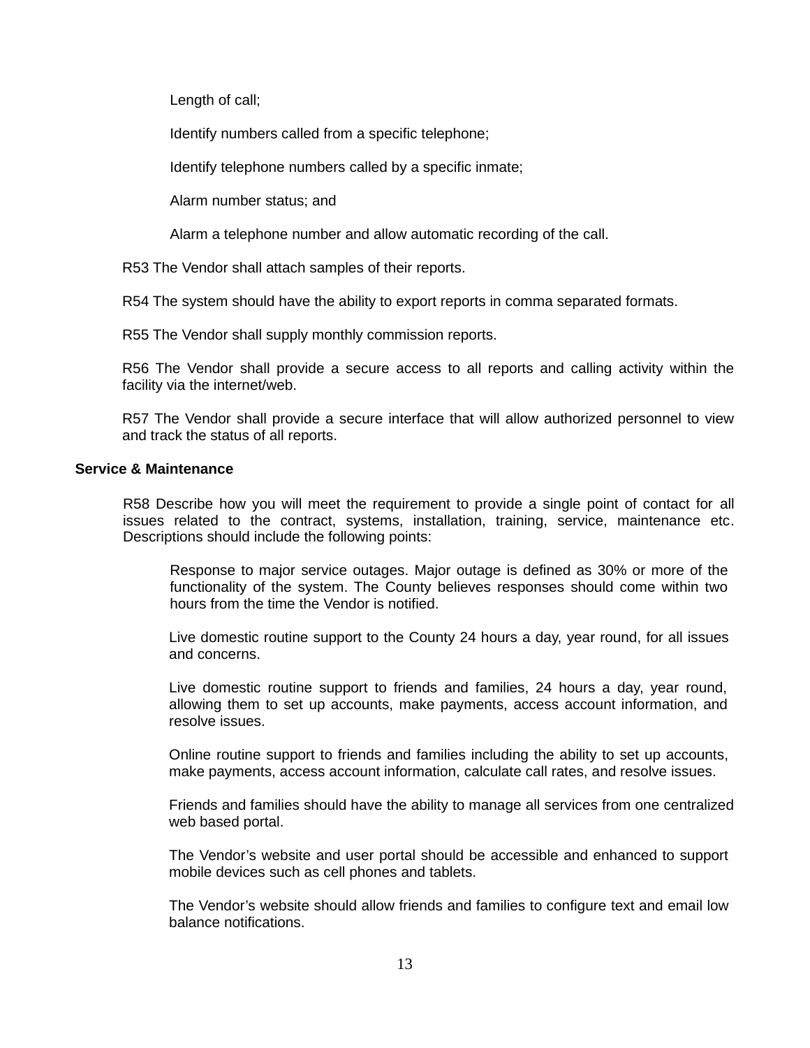Length of call;

Identify numbers called from a specific telephone;

Identify telephone numbers called by a specific inmate;

Alarm number status; and

Alarm a telephone number and allow automatic recording of the call.

R53 The Vendor shall attach samples of their reports.

R54 The system should have the ability to export reports in comma separated formats.

R55 The Vendor shall supply monthly commission reports.

R56 The Vendor shall provide a secure access to all reports and calling activity within the facility via the internet/web.

R57 The Vendor shall provide a secure interface that will allow authorized personnel to view and track the status of all reports.

**Service & Maintenance**

R58 Describe how you will meet the requirement to provide a single point of contact for all issues related to the contract, systems, installation, training, service, maintenance etc. Descriptions should include the following points:

Response to major service outages. Major outage is defined as 30% or more of the functionality of the system. The County believes responses should come within two hours from the time the Vendor is notified.

Live domestic routine support to the County 24 hours a day, year round, for all issues and concerns.

Live domestic routine support to friends and families, 24 hours a day, year round, allowing them to set up accounts, make payments, access account information, and resolve issues.

Online routine support to friends and families including the ability to set up accounts, make payments, access account information, calculate call rates, and resolve issues.

Friends and families should have the ability to manage all services from one centralized web based portal.

The Vendor's website and user portal should be accessible and enhanced to support mobile devices such as cell phones and tablets.

The Vendor's website should allow friends and families to configure text and email low balance notifications.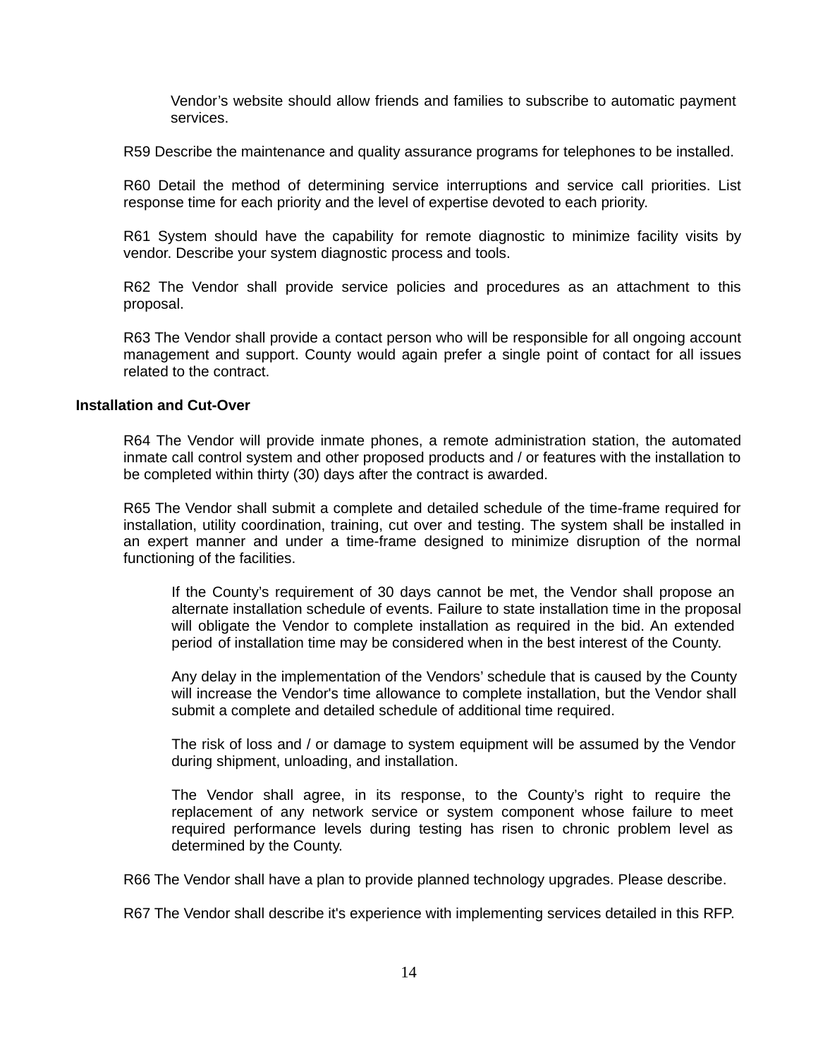Vendor’s website should allow friends and families to subscribe to automatic payment services.

R59 Describe the maintenance and quality assurance programs for telephones to be installed.

R60 Detail the method of determining service interruptions and service call priorities. List response time for each priority and the level of expertise devoted to each priority.

R61 System should have the capability for remote diagnostic to minimize facility visits by vendor. Describe your system diagnostic process and tools.

R62 The Vendor shall provide service policies and procedures as an attachment to this proposal.

R63 The Vendor shall provide a contact person who will be responsible for all ongoing account management and support. County would again prefer a single point of contact for all issues related to the contract.

**Installation and Cut-Over**

R64 The Vendor will provide inmate phones, a remote administration station, the automated inmate call control system and other proposed products and / or features with the installation to be completed within thirty (30) days after the contract is awarded.

R65 The Vendor shall submit a complete and detailed schedule of the time-frame required for installation, utility coordination, training, cut over and testing. The system shall be installed in an expert manner and under a time-frame designed to minimize disruption of the normal functioning of the facilities.

If the County’s requirement of 30 days cannot be met, the Vendor shall propose an alternate installation schedule of events. Failure to state installation time in the proposal will obligate the Vendor to complete installation as required in the bid. An extended period of installation time may be considered when in the best interest of the County.

Any delay in the implementation of the Vendors’ schedule that is caused by the County will increase the Vendor's time allowance to complete installation, but the Vendor shall submit a complete and detailed schedule of additional time required.

The risk of loss and / or damage to system equipment will be assumed by the Vendor during shipment, unloading, and installation.

The Vendor shall agree, in its response, to the County’s right to require the replacement of any network service or system component whose failure to meet required performance levels during testing has risen to chronic problem level as determined by the County.

R66 The Vendor shall have a plan to provide planned technology upgrades. Please describe.

R67 The Vendor shall describe it's experience with implementing services detailed in this RFP.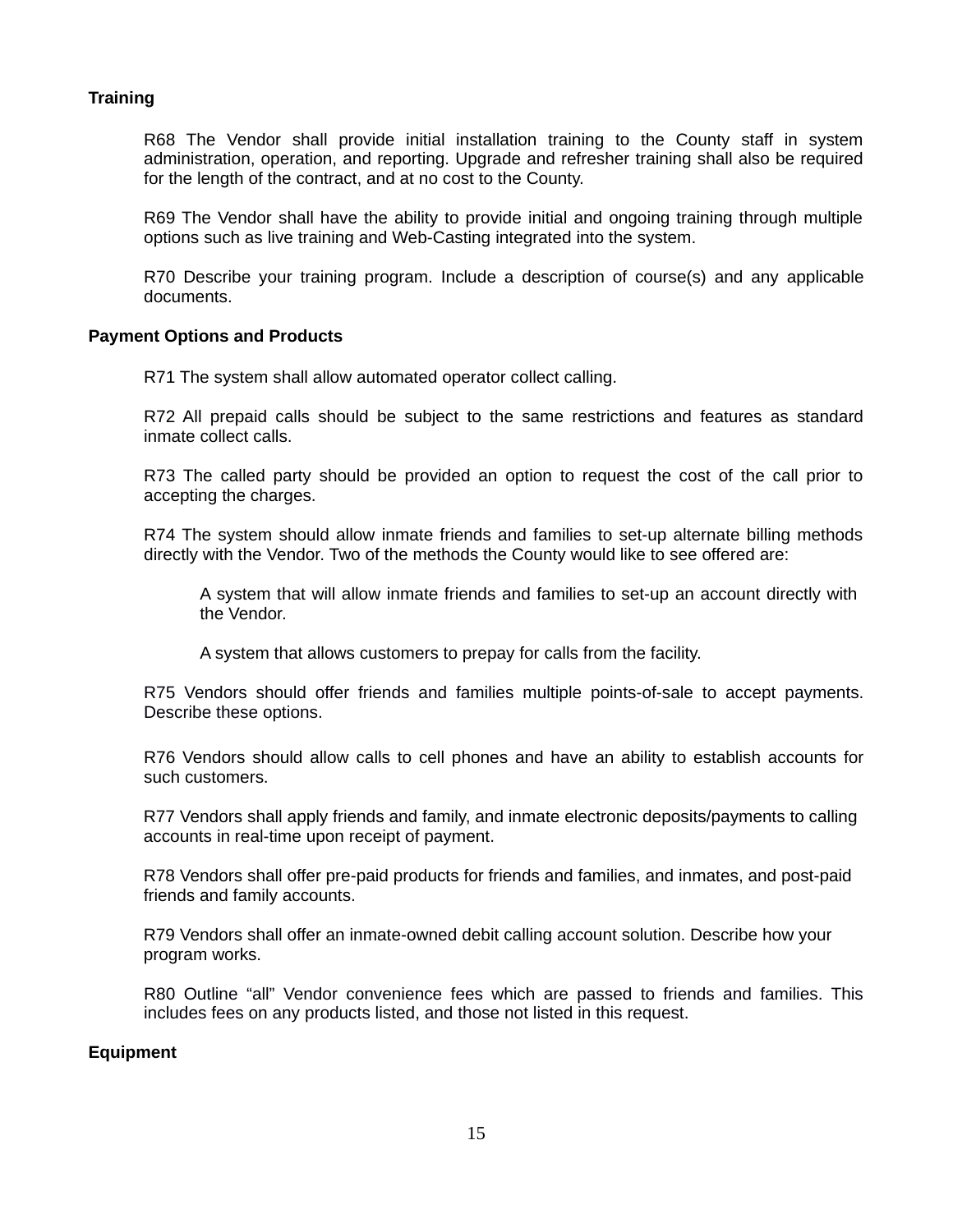**Training**

R68 The Vendor shall provide initial installation training to the County staff in system administration, operation, and reporting. Upgrade and refresher training shall also be required for the length of the contract, and at no cost to the County.

R69 The Vendor shall have the ability to provide initial and ongoing training through multiple options such as live training and Web-Casting integrated into the system.

R70 Describe your training program. Include a description of course(s) and any applicable documents.

**Payment Options and Products**

R71 The system shall allow automated operator collect calling.

R72 All prepaid calls should be subject to the same restrictions and features as standard inmate collect calls.

R73 The called party should be provided an option to request the cost of the call prior to accepting the charges.

R74 The system should allow inmate friends and families to set-up alternate billing methods directly with the Vendor. Two of the methods the County would like to see offered are:

> A system that will allow inmate friends and families to set-up an account directly with the Vendor.
>
> A system that allows customers to prepay for calls from the facility.

R75 Vendors should offer friends and families multiple points-of-sale to accept payments. Describe these options.

R76 Vendors should allow calls to cell phones and have an ability to establish accounts for such customers.

R77 Vendors shall apply friends and family, and inmate electronic deposits/payments to calling accounts in real-time upon receipt of payment.

R78 Vendors shall offer pre-paid products for friends and families, and inmates, and post-paid friends and family accounts.

R79 Vendors shall offer an inmate-owned debit calling account solution. Describe how your program works.

R80 Outline “all” Vendor convenience fees which are passed to friends and families. This includes fees on any products listed, and those not listed in this request.

**Equipment**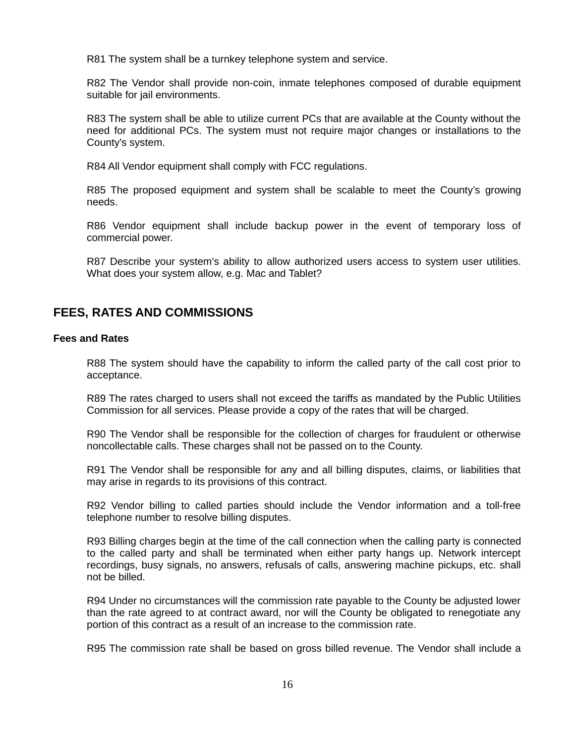R81 The system shall be a turnkey telephone system and service.

R82 The Vendor shall provide non-coin, inmate telephones composed of durable equipment suitable for jail environments.

R83 The system shall be able to utilize current PCs that are available at the County without the need for additional PCs. The system must not require major changes or installations to the County's system.

R84 All Vendor equipment shall comply with FCC regulations.

R85 The proposed equipment and system shall be scalable to meet the County’s growing needs.

R86 Vendor equipment shall include backup power in the event of temporary loss of commercial power.

R87 Describe your system's ability to allow authorized users access to system user utilities. What does your system allow, e.g. Mac and Tablet?

## FEES, RATES AND COMMISSIONS

### Fees and Rates

R88 The system should have the capability to inform the called party of the call cost prior to acceptance.

R89 The rates charged to users shall not exceed the tariffs as mandated by the Public Utilities Commission for all services. Please provide a copy of the rates that will be charged.

R90 The Vendor shall be responsible for the collection of charges for fraudulent or otherwise noncollectable calls. These charges shall not be passed on to the County.

R91 The Vendor shall be responsible for any and all billing disputes, claims, or liabilities that may arise in regards to its provisions of this contract.

R92 Vendor billing to called parties should include the Vendor information and a toll-free telephone number to resolve billing disputes.

R93 Billing charges begin at the time of the call connection when the calling party is connected to the called party and shall be terminated when either party hangs up. Network intercept recordings, busy signals, no answers, refusals of calls, answering machine pickups, etc. shall not be billed.

R94 Under no circumstances will the commission rate payable to the County be adjusted lower than the rate agreed to at contract award, nor will the County be obligated to renegotiate any portion of this contract as a result of an increase to the commission rate.

R95 The commission rate shall be based on gross billed revenue. The Vendor shall include a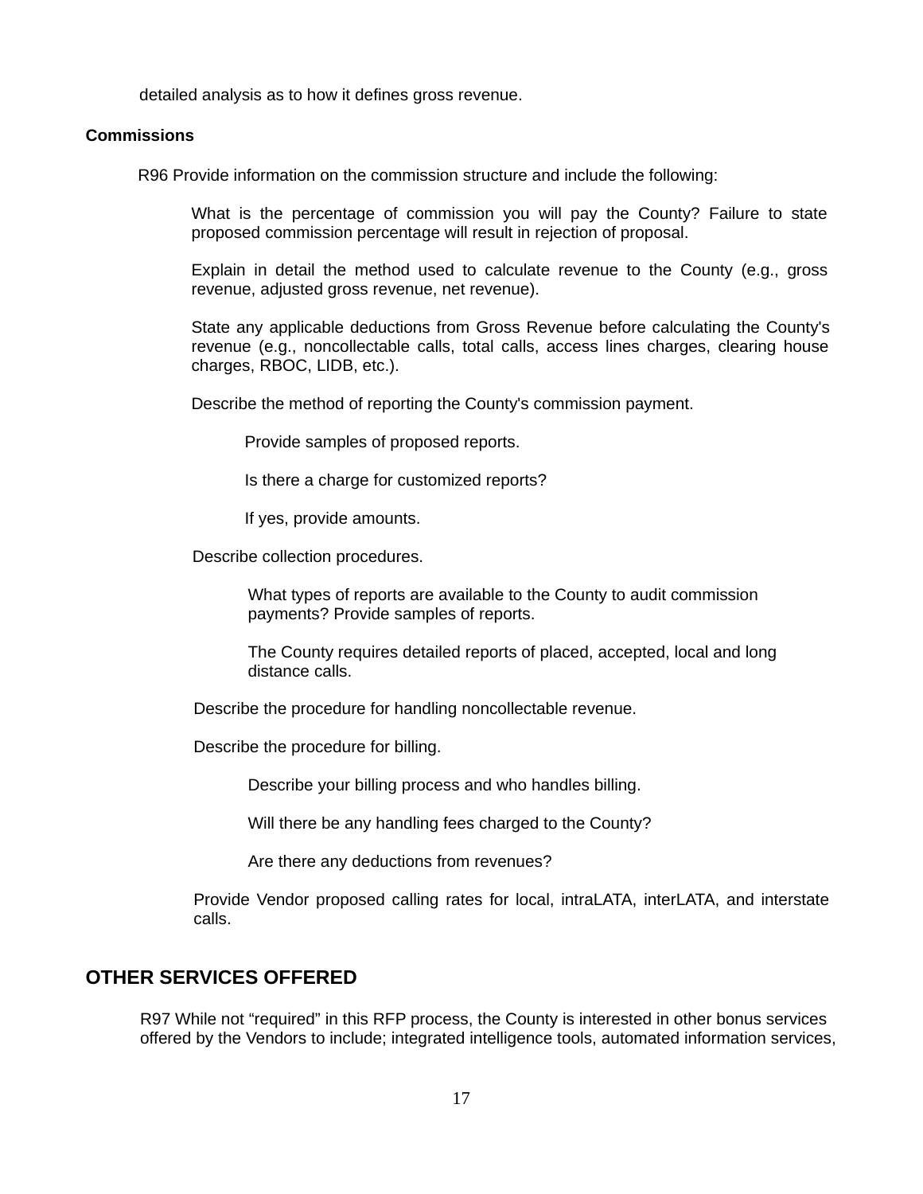detailed analysis as to how it defines gross revenue.

**Commissions**

R96 Provide information on the commission structure and include the following:

What is the percentage of commission you will pay the County? Failure to state proposed commission percentage will result in rejection of proposal.

Explain in detail the method used to calculate revenue to the County (e.g., gross revenue, adjusted gross revenue, net revenue).

State any applicable deductions from Gross Revenue before calculating the County's revenue (e.g., noncollectable calls, total calls, access lines charges, clearing house charges, RBOC, LIDB, etc.).

Describe the method of reporting the County's commission payment.

Provide samples of proposed reports.

Is there a charge for customized reports?

If yes, provide amounts.

Describe collection procedures.

What types of reports are available to the County to audit commission payments? Provide samples of reports.

The County requires detailed reports of placed, accepted, local and long distance calls.

Describe the procedure for handling noncollectable revenue.

Describe the procedure for billing.

Describe your billing process and who handles billing.

Will there be any handling fees charged to the County?

Are there any deductions from revenues?

Provide Vendor proposed calling rates for local, intraLATA, interLATA, and interstate calls.

## OTHER SERVICES OFFERED

R97 While not “required” in this RFP process, the County is interested in other bonus services offered by the Vendors to include; integrated intelligence tools, automated information services,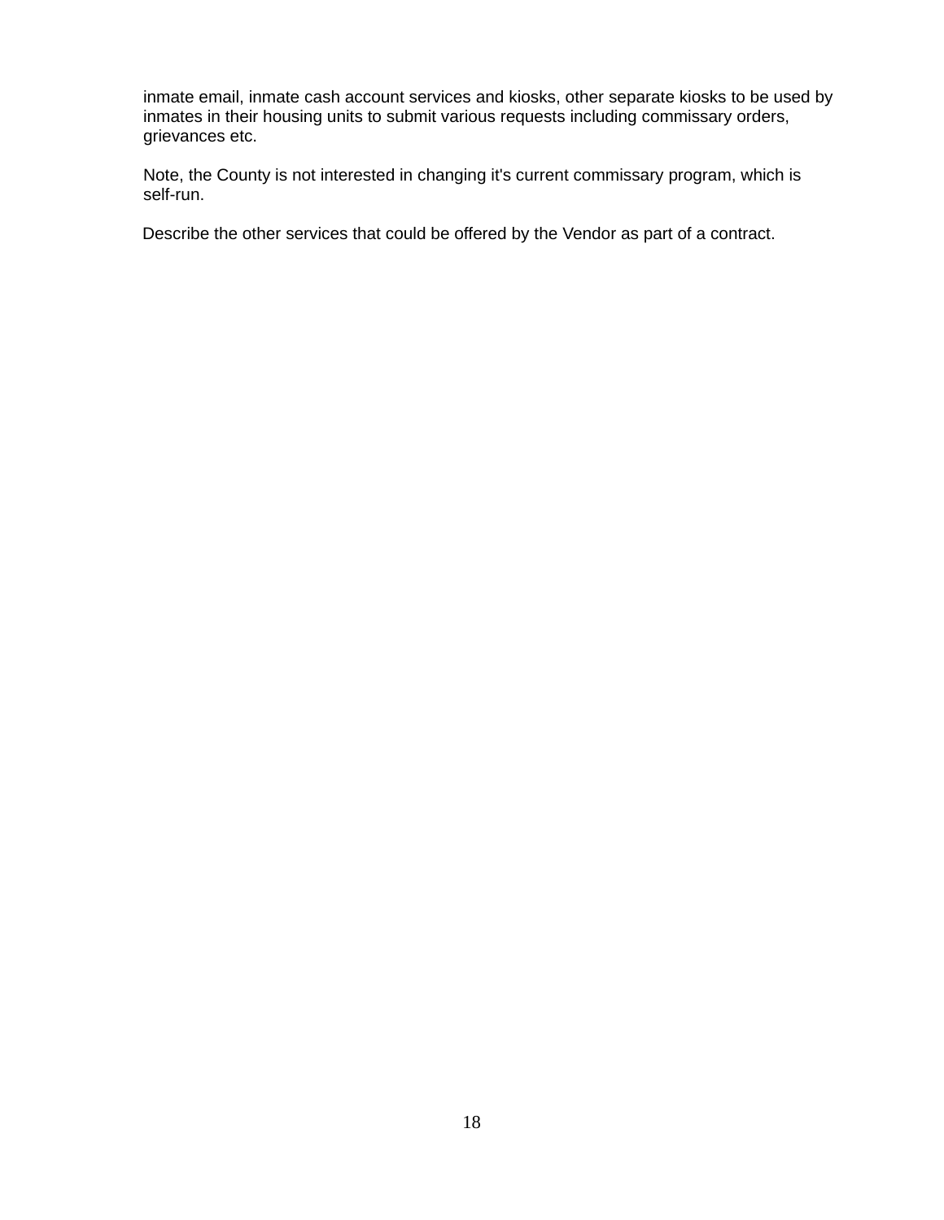inmate email, inmate cash account services and kiosks, other separate kiosks to be used by inmates in their housing units to submit various requests including commissary orders, grievances etc.

Note, the County is not interested in changing it's current commissary program, which is self-run.

Describe the other services that could be offered by the Vendor as part of a contract.